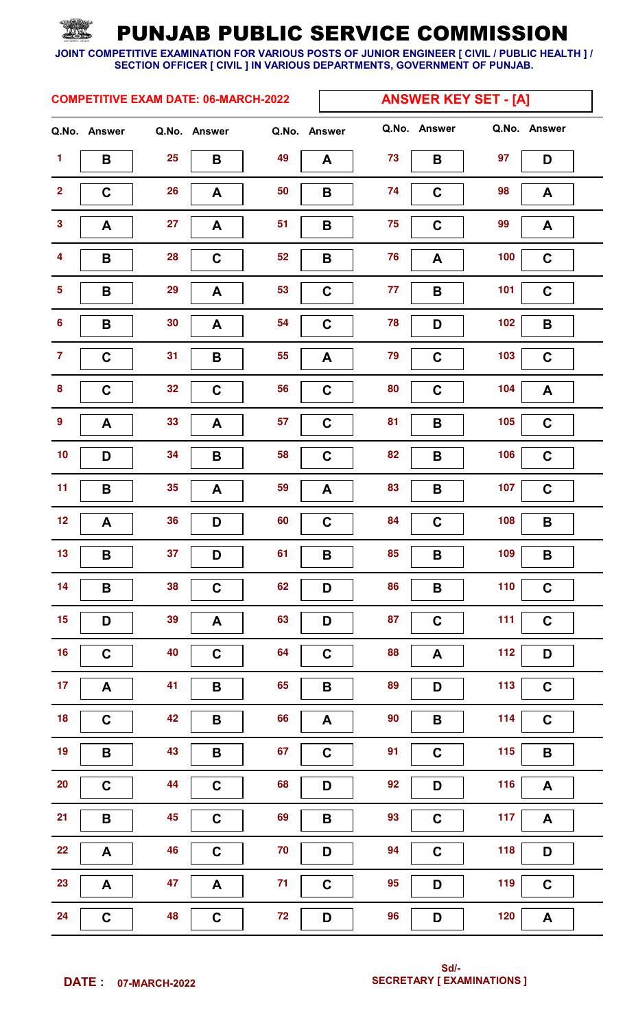# PUNJAB PUBLIC SERVICE COMMISSION

**JOINT COMPETITIVE EXAMINATION FOR VARIOUS POSTS OF JUNIOR ENGINEER [ CIVIL / PUBLIC HEALTH ] / SECTION OFFICER [ CIVIL ] IN VARIOUS DEPARTMENTS, GOVERNMENT OF PUNJAB.**

**COMPETITIVE EXAM DATE: 06-MARCH-2022**

**ANSWER KEY SET - [A]**

| Q.No. | Answer | Q.No. | Answer | Q.No. | Answer | Q.No. | Answer | Q.No. | Answer |
|---|---|---|---|---|---|---|---|---|---|
| 1 | B | 25 | B | 49 | A | 73 | B | 97 | D |
| 2 | C | 26 | A | 50 | B | 74 | C | 98 | A |
| 3 | A | 27 | A | 51 | B | 75 | C | 99 | A |
| 4 | B | 28 | C | 52 | B | 76 | A | 100 | C |
| 5 | B | 29 | A | 53 | C | 77 | B | 101 | C |
| 6 | B | 30 | A | 54 | C | 78 | D | 102 | B |
| 7 | C | 31 | B | 55 | A | 79 | C | 103 | C |
| 8 | C | 32 | C | 56 | C | 80 | C | 104 | A |
| 9 | A | 33 | A | 57 | C | 81 | B | 105 | C |
| 10 | D | 34 | B | 58 | C | 82 | B | 106 | C |
| 11 | B | 35 | A | 59 | A | 83 | B | 107 | C |
| 12 | A | 36 | D | 60 | C | 84 | C | 108 | B |
| 13 | B | 37 | D | 61 | B | 85 | B | 109 | B |
| 14 | B | 38 | C | 62 | D | 86 | B | 110 | C |
| 15 | D | 39 | A | 63 | D | 87 | C | 111 | C |
| 16 | C | 40 | C | 64 | C | 88 | A | 112 | D |
| 17 | A | 41 | B | 65 | B | 89 | D | 113 | C |
| 18 | C | 42 | B | 66 | A | 90 | B | 114 | C |
| 19 | B | 43 | B | 67 | C | 91 | C | 115 | B |
| 20 | C | 44 | C | 68 | D | 92 | D | 116 | A |
| 21 | B | 45 | C | 69 | B | 93 | C | 117 | A |
| 22 | A | 46 | C | 70 | D | 94 | C | 118 | D |
| 23 | A | 47 | A | 71 | C | 95 | D | 119 | C |
| 24 | C | 48 | C | 72 | D | 96 | D | 120 | A |

**DATE : 07-MARCH-2022**

**Sd/-**
**SECRETARY [ EXAMINATIONS ]**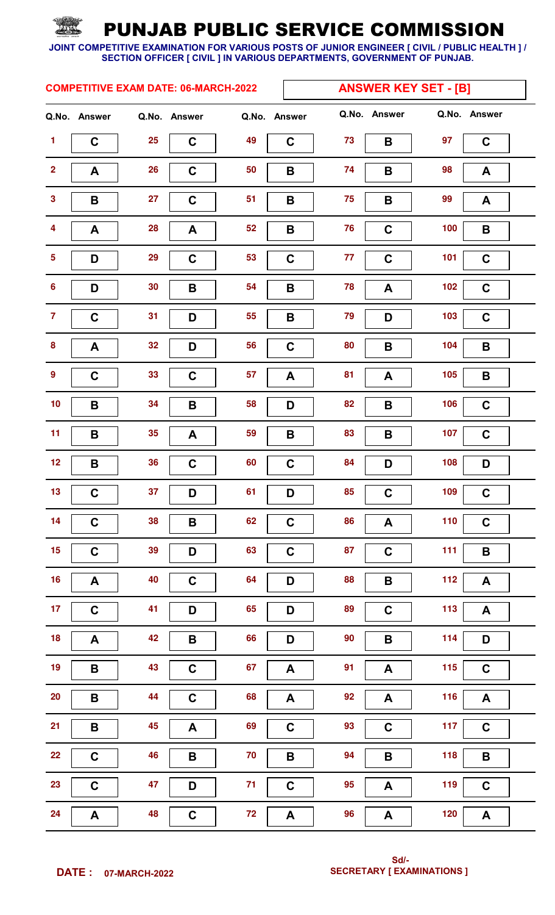# PUNJAB PUBLIC SERVICE COMMISSION

**JOINT COMPETITIVE EXAMINATION FOR VARIOUS POSTS OF JUNIOR ENGINEER [ CIVIL / PUBLIC HEALTH ] / SECTION OFFICER [ CIVIL ] IN VARIOUS DEPARTMENTS, GOVERNMENT OF PUNJAB.**

**COMPETITIVE EXAM DATE: 06-MARCH-2022**

**ANSWER KEY SET - [B]**

| Q.No. | Answer | Q.No. | Answer | Q.No. | Answer | Q.No. | Answer | Q.No. | Answer |
|---|---|---|---|---|---|---|---|---|---|
| 1 | C | 25 | C | 49 | C | 73 | B | 97 | C |
| 2 | A | 26 | C | 50 | B | 74 | B | 98 | A |
| 3 | B | 27 | C | 51 | B | 75 | B | 99 | A |
| 4 | A | 28 | A | 52 | B | 76 | C | 100 | B |
| 5 | D | 29 | C | 53 | C | 77 | C | 101 | C |
| 6 | D | 30 | B | 54 | B | 78 | A | 102 | C |
| 7 | C | 31 | D | 55 | B | 79 | D | 103 | C |
| 8 | A | 32 | D | 56 | C | 80 | B | 104 | B |
| 9 | C | 33 | C | 57 | A | 81 | A | 105 | B |
| 10 | B | 34 | B | 58 | D | 82 | B | 106 | C |
| 11 | B | 35 | A | 59 | B | 83 | B | 107 | C |
| 12 | B | 36 | C | 60 | C | 84 | D | 108 | D |
| 13 | C | 37 | D | 61 | D | 85 | C | 109 | C |
| 14 | C | 38 | B | 62 | C | 86 | A | 110 | C |
| 15 | C | 39 | D | 63 | C | 87 | C | 111 | B |
| 16 | A | 40 | C | 64 | D | 88 | B | 112 | A |
| 17 | C | 41 | D | 65 | D | 89 | C | 113 | A |
| 18 | A | 42 | B | 66 | D | 90 | B | 114 | D |
| 19 | B | 43 | C | 67 | A | 91 | A | 115 | C |
| 20 | B | 44 | C | 68 | A | 92 | A | 116 | A |
| 21 | B | 45 | A | 69 | C | 93 | C | 117 | C |
| 22 | C | 46 | B | 70 | B | 94 | B | 118 | B |
| 23 | C | 47 | D | 71 | C | 95 | A | 119 | C |
| 24 | A | 48 | C | 72 | A | 96 | A | 120 | A |

**DATE : 07-MARCH-2022**

**Sd/-**
**SECRETARY [ EXAMINATIONS ]**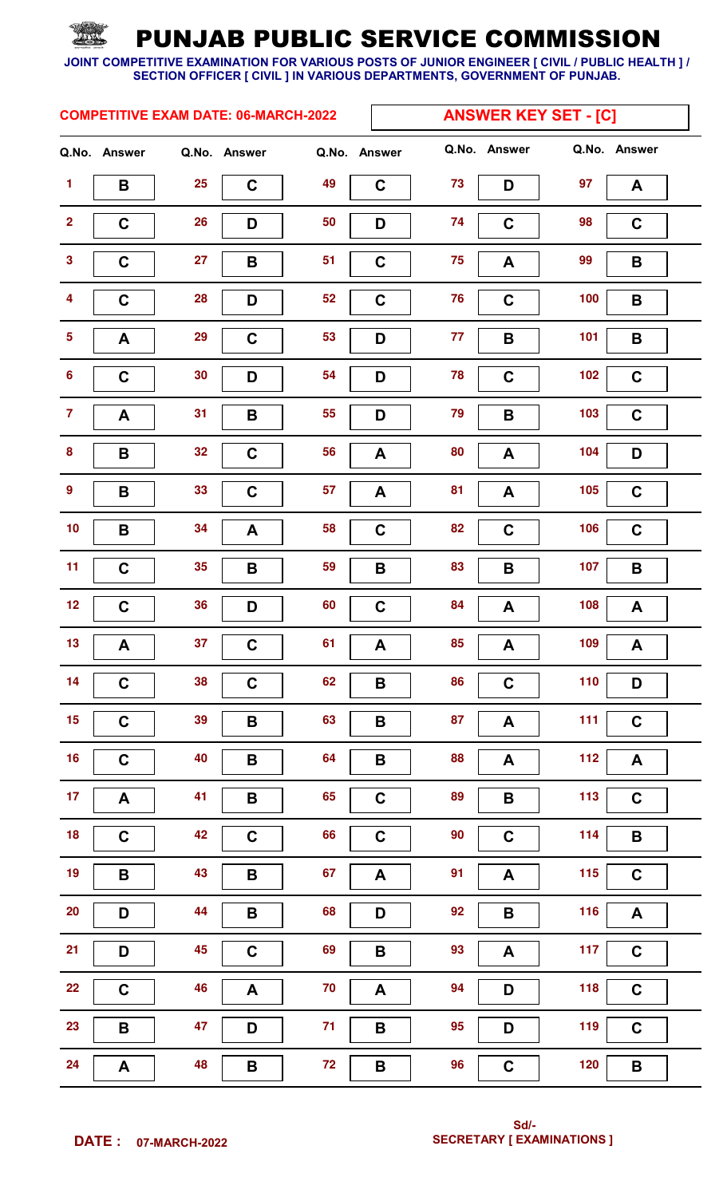# PUNJAB PUBLIC SERVICE COMMISSION

**JOINT COMPETITIVE EXAMINATION FOR VARIOUS POSTS OF JUNIOR ENGINEER [ CIVIL / PUBLIC HEALTH ] / SECTION OFFICER [ CIVIL ] IN VARIOUS DEPARTMENTS, GOVERNMENT OF PUNJAB.**

**COMPETITIVE EXAM DATE: 06-MARCH-2022**

**ANSWER KEY SET - [C]**

| Q.No. | Answer | Q.No. | Answer | Q.No. | Answer | Q.No. | Answer | Q.No. | Answer |
|---|---|---|---|---|---|---|---|---|---|
| 1 | B | 25 | C | 49 | C | 73 | D | 97 | A |
| 2 | C | 26 | D | 50 | D | 74 | C | 98 | C |
| 3 | C | 27 | B | 51 | C | 75 | A | 99 | B |
| 4 | C | 28 | D | 52 | C | 76 | C | 100 | B |
| 5 | A | 29 | C | 53 | D | 77 | B | 101 | B |
| 6 | C | 30 | D | 54 | D | 78 | C | 102 | C |
| 7 | A | 31 | B | 55 | D | 79 | B | 103 | C |
| 8 | B | 32 | C | 56 | A | 80 | A | 104 | D |
| 9 | B | 33 | C | 57 | A | 81 | A | 105 | C |
| 10 | B | 34 | A | 58 | C | 82 | C | 106 | C |
| 11 | C | 35 | B | 59 | B | 83 | B | 107 | B |
| 12 | C | 36 | D | 60 | C | 84 | A | 108 | A |
| 13 | A | 37 | C | 61 | A | 85 | A | 109 | A |
| 14 | C | 38 | C | 62 | B | 86 | C | 110 | D |
| 15 | C | 39 | B | 63 | B | 87 | A | 111 | C |
| 16 | C | 40 | B | 64 | B | 88 | A | 112 | A |
| 17 | A | 41 | B | 65 | C | 89 | B | 113 | C |
| 18 | C | 42 | C | 66 | C | 90 | C | 114 | B |
| 19 | B | 43 | B | 67 | A | 91 | A | 115 | C |
| 20 | D | 44 | B | 68 | D | 92 | B | 116 | A |
| 21 | D | 45 | C | 69 | B | 93 | A | 117 | C |
| 22 | C | 46 | A | 70 | A | 94 | D | 118 | C |
| 23 | B | 47 | D | 71 | B | 95 | D | 119 | C |
| 24 | A | 48 | B | 72 | B | 96 | C | 120 | B |

**DATE : 07-MARCH-2022**

**Sd/-**
**SECRETARY [ EXAMINATIONS ]**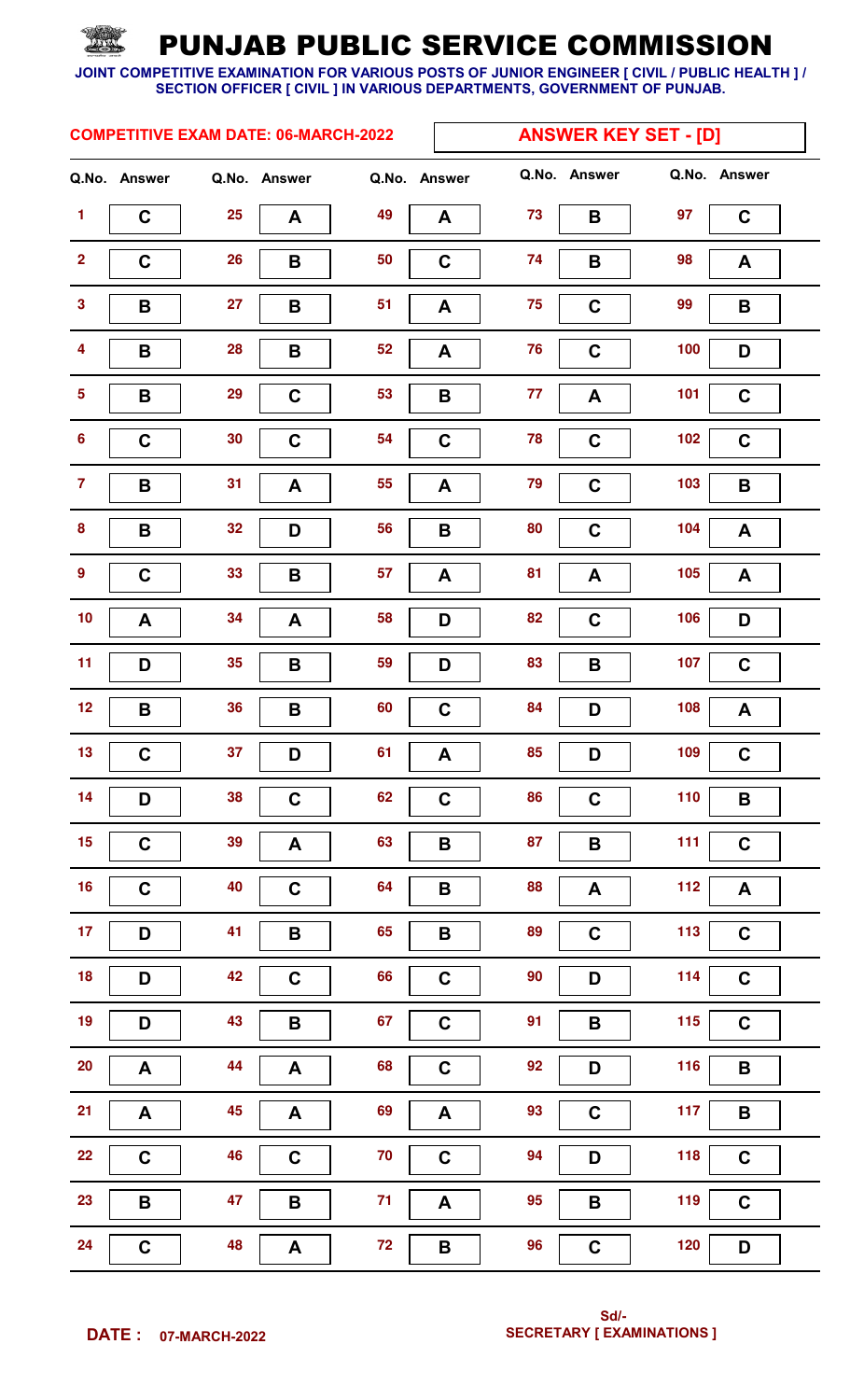# PUNJAB PUBLIC SERVICE COMMISSION

**JOINT COMPETITIVE EXAMINATION FOR VARIOUS POSTS OF JUNIOR ENGINEER [ CIVIL / PUBLIC HEALTH ] / SECTION OFFICER [ CIVIL ] IN VARIOUS DEPARTMENTS, GOVERNMENT OF PUNJAB.**

**COMPETITIVE EXAM DATE: 06-MARCH-2022**

**ANSWER KEY SET - [D]**

| Q.No. | Answer | Q.No. | Answer | Q.No. | Answer | Q.No. | Answer | Q.No. | Answer |
|---|---|---|---|---|---|---|---|---|---|
| 1 | C | 25 | A | 49 | A | 73 | B | 97 | C |
| 2 | C | 26 | B | 50 | C | 74 | B | 98 | A |
| 3 | B | 27 | B | 51 | A | 75 | C | 99 | B |
| 4 | B | 28 | B | 52 | A | 76 | C | 100 | D |
| 5 | B | 29 | C | 53 | B | 77 | A | 101 | C |
| 6 | C | 30 | C | 54 | C | 78 | C | 102 | C |
| 7 | B | 31 | A | 55 | A | 79 | C | 103 | B |
| 8 | B | 32 | D | 56 | B | 80 | C | 104 | A |
| 9 | C | 33 | B | 57 | A | 81 | A | 105 | A |
| 10 | A | 34 | A | 58 | D | 82 | C | 106 | D |
| 11 | D | 35 | B | 59 | D | 83 | B | 107 | C |
| 12 | B | 36 | B | 60 | C | 84 | D | 108 | A |
| 13 | C | 37 | D | 61 | A | 85 | D | 109 | C |
| 14 | D | 38 | C | 62 | C | 86 | C | 110 | B |
| 15 | C | 39 | A | 63 | B | 87 | B | 111 | C |
| 16 | C | 40 | C | 64 | B | 88 | A | 112 | A |
| 17 | D | 41 | B | 65 | B | 89 | C | 113 | C |
| 18 | D | 42 | C | 66 | C | 90 | D | 114 | C |
| 19 | D | 43 | B | 67 | C | 91 | B | 115 | C |
| 20 | A | 44 | A | 68 | C | 92 | D | 116 | B |
| 21 | A | 45 | A | 69 | A | 93 | C | 117 | B |
| 22 | C | 46 | C | 70 | C | 94 | D | 118 | C |
| 23 | B | 47 | B | 71 | A | 95 | B | 119 | C |
| 24 | C | 48 | A | 72 | B | 96 | C | 120 | D |

**DATE : 07-MARCH-2022**

Sd/-
**SECRETARY [ EXAMINATIONS ]**